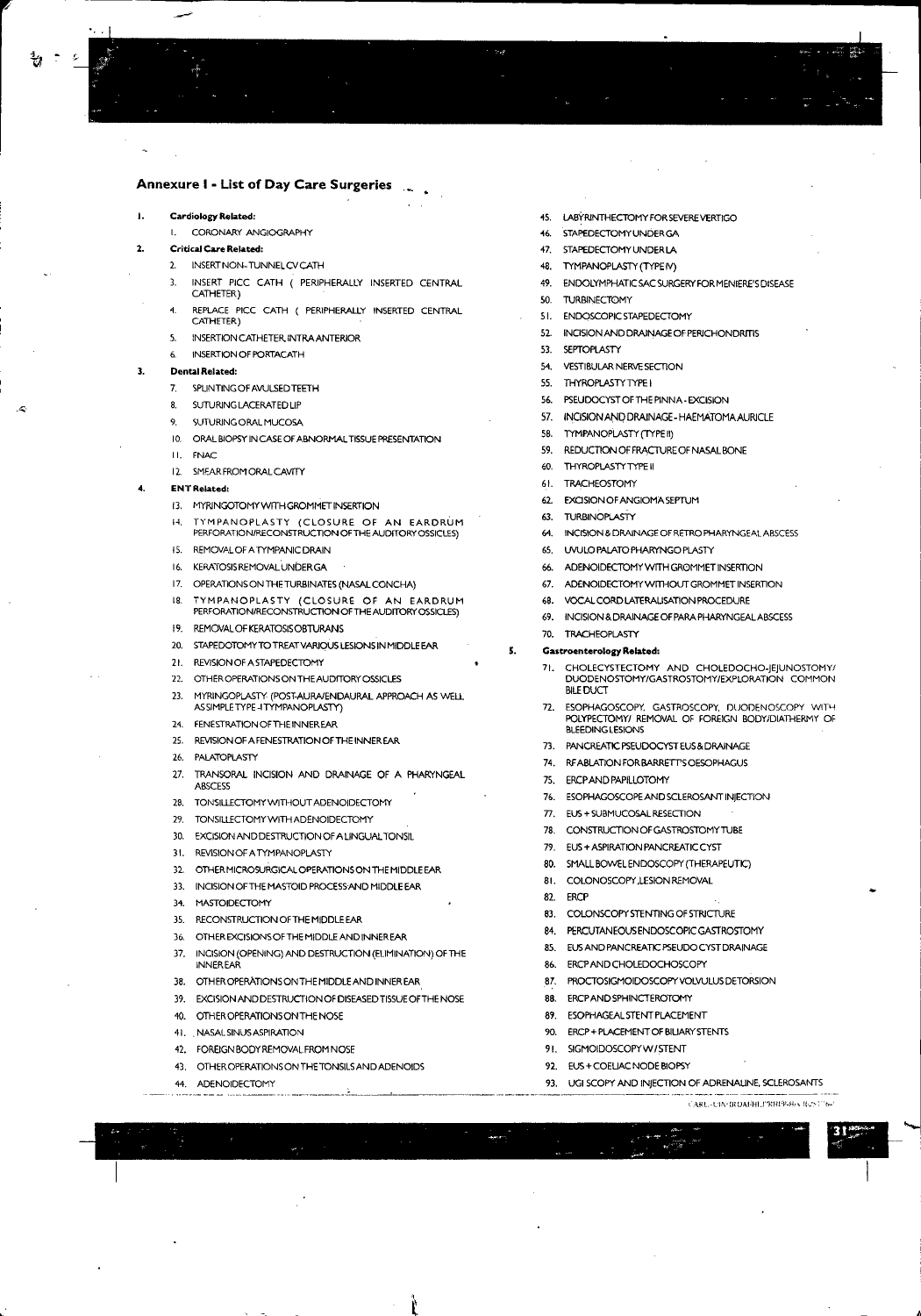## Annexure I - List of Day Care Surgeries

1. **Cardiology Related:**
   1. CORONARY ANGIOGRAPHY
2. **Critical Care Related:**
   2. INSERT NON- TUNNEL CV CATH
   3. INSERT PICC CATH ( PERIPHERALLY INSERTED CENTRAL CATHETER)
   4. REPLACE PICC CATH ( PERIPHERALLY INSERTED CENTRAL CATHETER)
   5. INSERTION CATHETER, INTRA ANTERIOR
   6. INSERTION OF PORTACATH
3. **Dental Related:**
   7. SPLINTING OF AVULSED TEETH
   8. SUTURING LACERATED LIP
   9. SUTURING ORAL MUCOSA
   10. ORAL BIOPSY IN CASE OF ABNORMAL TISSUE PRESENTATION
   11. FNAC
   12. SMEAR FROM ORAL CAVITY
4. **ENT Related:**
   13. MYRINGOTOMY WITH GROMMET INSERTION
   14. TYMPANOPLASTY (CLOSURE OF AN EARDRUM PERFORATION/RECONSTRUCTION OF THE AUDITORY OSSICLES)
   15. REMOVAL OF A TYMPANIC DRAIN
   16. KERATOSIS REMOVAL UNDER GA
   17. OPERATIONS ON THE TURBINATES (NASAL CONCHA)
   18. TYMPANOPLASTY (CLOSURE OF AN EARDRUM PERFORATION/RECONSTRUCTION OF THE AUDITORY OSSICLES)
   19. REMOVAL OF KERATOSIS OBTURANS
   20. STAPEDOTOMY TO TREAT VARIOUS LESIONS IN MIDDLE EAR
   21. REVISION OF A STAPEDECTOMY
   22. OTHER OPERATIONS ON THE AUDITORY OSSICLES
   23. MYRINGOPLASTY (POST-AURA/ENDAURAL APPROACH AS WELL AS SIMPLE TYPE -I TYMPANOPLASTY)
   24. FENESTRATION OF THE INNER EAR
   25. REVISION OF A FENESTRATION OF THE INNER EAR
   26. PALATOPLASTY
   27. TRANSORAL INCISION AND DRAINAGE OF A PHARYNGEAL ABSCESS
   28. TONSILLECTOMY WITHOUT ADENOIDECTOMY
   29. TONSILLECTOMY WITH ADENOIDECTOMY
   30. EXCISION AND DESTRUCTION OF A LINGUAL TONSIL
   31. REVISION OF A TYMPANOPLASTY
   32. OTHER MICROSURGICAL OPERATIONS ON THE MIDDLE EAR
   33. INCISION OF THE MASTOID PROCESS AND MIDDLE EAR
   34. MASTOIDECTOMY
   35. RECONSTRUCTION OF THE MIDDLE EAR
   36. OTHER EXCISIONS OF THE MIDDLE AND INNER EAR
   37. INCISION (OPENING) AND DESTRUCTION (ELIMINATION) OF THE INNER EAR
   38. OTHER OPERATIONS ON THE MIDDLE AND INNER EAR
   39. EXCISION AND DESTRUCTION OF DISEASED TISSUE OF THE NOSE
   40. OTHER OPERATIONS ON THE NOSE
   41. NASAL SINUS ASPIRATION
   42. FOREIGN BODY REMOVAL FROM NOSE
   43. OTHER OPERATIONS ON THE TONSILS AND ADENOIDS
   44. ADENOIDECTOMY
   45. LABYRINTHECTOMY FOR SEVERE VERTIGO
   46. STAPEDECTOMY UNDER GA
   47. STAPEDECTOMY UNDER LA
   48. TYMPANOPLASTY (TYPE IV)
   49. ENDOLYMPHATIC SAC SURGERY FOR MENIERE'S DISEASE
   50. TURBINECTOMY
   51. ENDOSCOPIC STAPEDECTOMY
   52. INCISION AND DRAINAGE OF PERICHONDRITIS
   53. SEPTOPLASTY
   54. VESTIBULAR NERVE SECTION
   55. THYROPLASTY TYPE I
   56. PSEUDOCYST OF THE PINNA - EXCISION
   57. INCISION AND DRAINAGE - HAEMATOMA AURICLE
   58. TYMPANOPLASTY (TYPE II)
   59. REDUCTION OF FRACTURE OF NASAL BONE
   60. THYROPLASTY TYPE II
   61. TRACHEOSTOMY
   62. EXCISION OF ANGIOMA SEPTUM
   63. TURBINOPLASTY
   64. INCISION & DRAINAGE OF RETRO PHARYNGEAL ABSCESS
   65. UVULO PALATO PHARYNGO PLASTY
   66. ADENOIDECTOMY WITH GROMMET INSERTION
   67. ADENOIDECTOMY WITHOUT GROMMET INSERTION
   68. VOCAL CORD LATERALISATION PROCEDURE
   69. INCISION & DRAINAGE OF PARA PHARYNGEAL ABSCESS
   70. TRACHEOPLASTY
5. **Gastroenterology Related:**
   71. CHOLECYSTECTOMY AND CHOLEDOCHO-JEJUNOSTOMY/ DUODENOSTOMY/GASTROSTOMY/EXPLORATION COMMON BILE DUCT
   72. ESOPHAGOSCOPY, GASTROSCOPY, DUODENOSCOPY WITH POLYPECTOMY/ REMOVAL OF FOREIGN BODY/DIATHERMY OF BLEEDING LESIONS
   73. PANCREATIC PSEUDOCYST EUS & DRAINAGE
   74. RF ABLATION FOR BARRETT'S OESOPHAGUS
   75. ERCP AND PAPILLOTOMY
   76. ESOPHAGOSCOPE AND SCLEROSANT INJECTION
   77. EUS + SUBMUCOSAL RESECTION
   78. CONSTRUCTION OF GASTROSTOMY TUBE
   79. EUS + ASPIRATION PANCREATIC CYST
   80. SMALL BOWEL ENDOSCOPY (THERAPEUTIC)
   81. COLONOSCOPY ,LESION REMOVAL
   82. ERCP
   83. COLONSCOPY STENTING OF STRICTURE
   84. PERCUTANEOUS ENDOSCOPIC GASTROSTOMY
   85. EUS AND PANCREATIC PSEUDO CYST DRAINAGE
   86. ERCP AND CHOLEDOCHOSCOPY
   87. PROCTOSIGMOIDOSCOPY VOLVULUS DETORSION
   88. ERCP AND SPHINCTEROTOMY
   89. ESOPHAGEAL STENT PLACEMENT
   90. ERCP + PLACEMENT OF BILIARY STENTS
   91. SIGMOIDOSCOPY W / STENT
   92. EUS + COELIAC NODE BIOPSY
   93. UGI SCOPY AND INJECTION OF ADRENALINE, SCLEROSANTS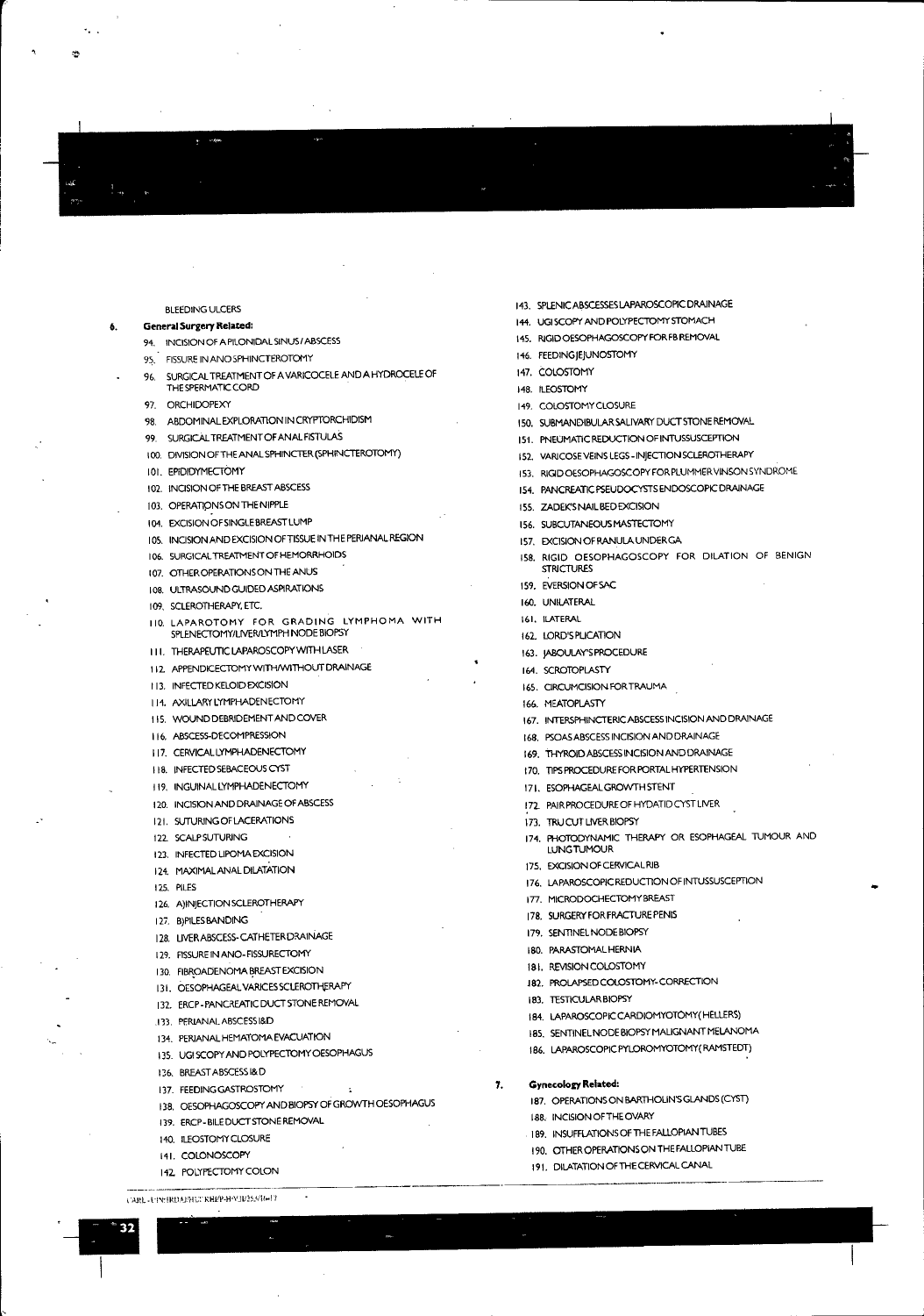BLEEDING ULCERS

6. **General Surgery Related:**

94. INCISION OF A PILONIDAL SINUS / ABSCESS
95. FISSURE IN ANO SPHINCTEROTOMY
96. SURGICAL TREATMENT OF A VARICOCELE AND A HYDROCELE OF THE SPERMATIC CORD
97. ORCHIDOPEXY
98. ABDOMINAL EXPLORATION IN CRYPTORCHIDISM
99. SURGICAL TREATMENT OF ANAL FISTULAS
100. DIVISION OF THE ANAL SPHINCTER (SPHINCTEROTOMY)
101. EPIDIDYMECTOMY
102. INCISION OF THE BREAST ABSCESS
103. OPERATIONS ON THE NIPPLE
104. EXCISION OF SINGLE BREAST LUMP
105. INCISION AND EXCISION OF TISSUE IN THE PERIANAL REGION
106. SURGICAL TREATMENT OF HEMORRHOIDS
107. OTHER OPERATIONS ON THE ANUS
108. ULTRASOUND GUIDED ASPIRATIONS
109. SCLEROTHERAPY, ETC.
110. LAPAROTOMY FOR GRADING LYMPHOMA WITH SPLENECTOMY/LIVER/LYMPH NODE BIOPSY
111. THERAPEUTIC LAPAROSCOPY WITH LASER
112. APPENDICECTOMY WITH/WITHOUT DRAINAGE
113. INFECTED KELOID EXCISION
114. AXILLARY LYMPHADENECTOMY
115. WOUND DEBRIDEMENT AND COVER
116. ABSCESS-DECOMPRESSION
117. CERVICAL LYMPHADENECTOMY
118. INFECTED SEBACEOUS CYST
119. INGUINAL LYMPHADENECTOMY
120. INCISION AND DRAINAGE OF ABSCESS
121. SUTURING OF LACERATIONS
122. SCALP SUTURING
123. INFECTED LIPOMA EXCISION
124. MAXIMAL ANAL DILATATION
125. PILES
126. A)INJECTION SCLEROTHERAPY
127. B)PILES BANDING
128. LIVER ABSCESS- CATHETER DRAINAGE
129. FISSURE IN ANO- FISSURECTOMY
130. FIBROADENOMA BREAST EXCISION
131. OESOPHAGEAL VARICES SCLEROTHERAPY
132. ERCP - PANCREATIC DUCT STONE REMOVAL
133. PERIANAL ABSCESS I&D
134. PERIANAL HEMATOMA EVACUATION
135. UGI SCOPY AND POLYPECTOMY OESOPHAGUS
136. BREAST ABSCESS I& D
137. FEEDING GASTROSTOMY
138. OESOPHAGOSCOPY AND BIOPSY OF GROWTH OESOPHAGUS
139. ERCP - BILE DUCT STONE REMOVAL
140. ILEOSTOMY CLOSURE
141. COLONOSCOPY
142. POLYPECTOMY COLON
143. SPLENIC ABSCESSES LAPAROSCOPIC DRAINAGE
144. UGI SCOPY AND POLYPECTOMY STOMACH
145. RIGID OESOPHAGOSCOPY FOR FB REMOVAL
146. FEEDING JEJUNOSTOMY
147. COLOSTOMY
148. ILEOSTOMY
149. COLOSTOMY CLOSURE
150. SUBMANDIBULAR SALIVARY DUCT STONE REMOVAL
151. PNEUMATIC REDUCTION OF INTUSSUSCEPTION
152. VARICOSE VEINS LEGS - INJECTION SCLEROTHERAPY
153. RIGID OESOPHAGOSCOPY FOR PLUMMER VINSON SYNDROME
154. PANCREATIC PSEUDOCYSTS ENDOSCOPIC DRAINAGE
155. ZADEK'S NAIL BED EXCISION
156. SUBCUTANEOUS MASTECTOMY
157. EXCISION OF RANULA UNDER GA
158. RIGID OESOPHAGOSCOPY FOR DILATION OF BENIGN STRICTURES
159. EVERSION OF SAC
160. UNILATERAL
161. ILATERAL
162. LORD'S PLICATION
163. JABOULAY'S PROCEDURE
164. SCROTOPLASTY
165. CIRCUMCISION FOR TRAUMA
166. MEATOPLASTY
167. INTERSPHINCTERIC ABSCESS INCISION AND DRAINAGE
168. PSOAS ABSCESS INCISION AND DRAINAGE
169. THYROID ABSCESS INCISION AND DRAINAGE
170. TIPS PROCEDURE FOR PORTAL HYPERTENSION
171. ESOPHAGEAL GROWTH STENT
172. PAIR PROCEDURE OF HYDATID CYST LIVER
173. TRU CUT LIVER BIOPSY
174. PHOTODYNAMIC THERAPY OR ESOPHAGEAL TUMOUR AND LUNG TUMOUR
175. EXCISION OF CERVICAL RIB
176. LAPAROSCOPIC REDUCTION OF INTUSSUSCEPTION
177. MICRODOCHECTOMY BREAST
178. SURGERY FOR FRACTURE PENIS
179. SENTINEL NODE BIOPSY
180. PARASTOMAL HERNIA
181. REVISION COLOSTOMY
182. PROLAPSED COLOSTOMY- CORRECTION
183. TESTICULAR BIOPSY
184. LAPAROSCOPIC CARDIOMYOTOMY( HELLERS)
185. SENTINEL NODE BIOPSY MALIGNANT MELANOMA
186. LAPAROSCOPIC PYLOROMYOTOMY( RAMSTEDT)

7. **Gynecology Related:**

187. OPERATIONS ON BARTHOLIN'S GLANDS (CYST)
188. INCISION OF THE OVARY
189. INSUFFLATIONS OF THE FALLOPIAN TUBES
190. OTHER OPERATIONS ON THE FALLOPIAN TUBE
191. DILATATION OF THE CERVICAL CANAL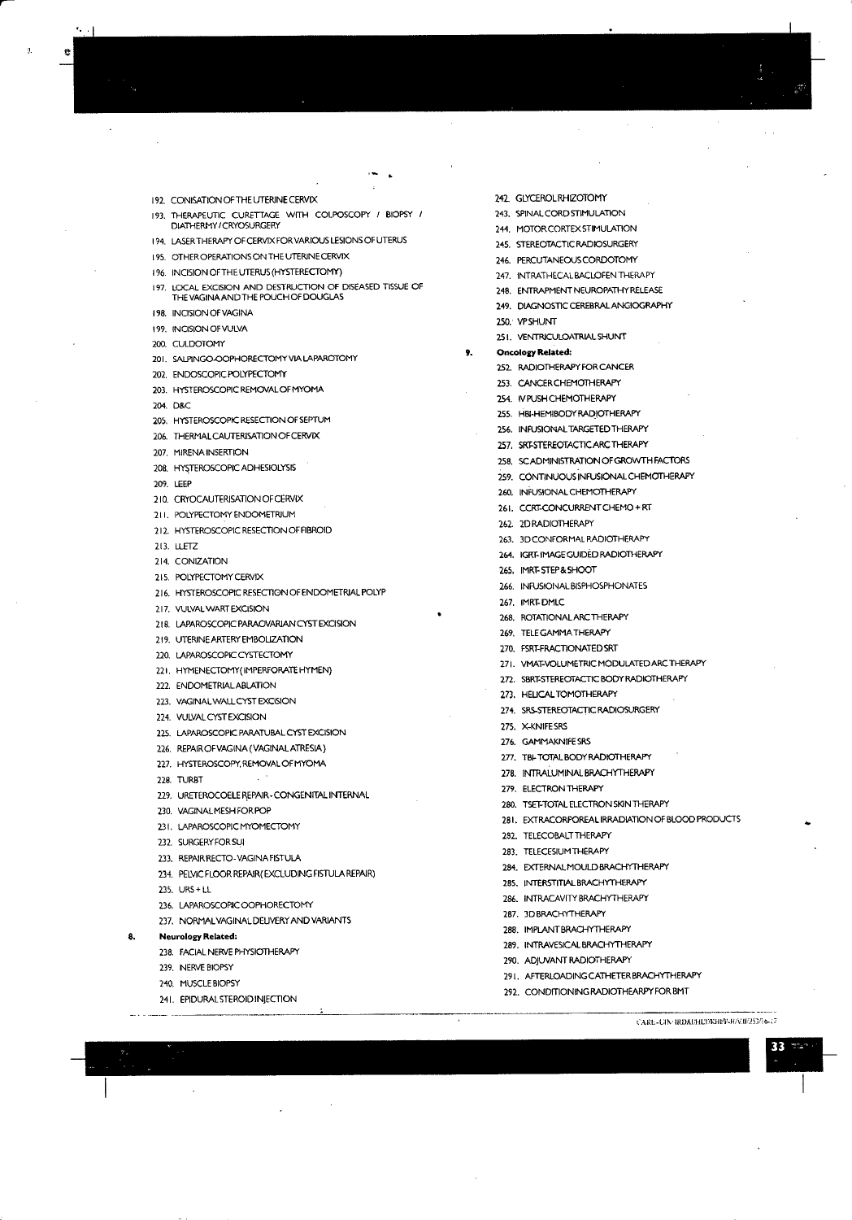192. CONISATION OF THE UTERINE CERVIX
193. THERAPEUTIC CURETTAGE WITH COLPOSCOPY / BIOPSY / DIATHERMY / CRYOSURGERY
194. LASER THERAPY OF CERVIX FOR VARIOUS LESIONS OF UTERUS
195. OTHER OPERATIONS ON THE UTERINE CERVIX
196. INCISION OF THE UTERUS (HYSTERECTOMY)
197. LOCAL EXCISION AND DESTRUCTION OF DISEASED TISSUE OF THE VAGINA AND THE POUCH OF DOUGLAS
198. INCISION OF VAGINA
199. INCISION OF VULVA
200. CULDOTOMY
201. SALPINGO-OOPHORECTOMY VIA LAPAROTOMY
202. ENDOSCOPIC POLYPECTOMY
203. HYSTEROSCOPIC REMOVAL OF MYOMA
204. D&C
205. HYSTEROSCOPIC RESECTION OF SEPTUM
206. THERMAL CAUTERISATION OF CERVIX
207. MIRENA INSERTION
208. HYSTEROSCOPIC ADHESIOLYSIS
209. LEEP
210. CRYOCAUTERISATION OF CERVIX
211. POLYPECTOMY ENDOMETRIUM
212. HYSTEROSCOPIC RESECTION OF FIBROID
213. LLETZ
214. CONIZATION
215. POLYPECTOMY CERVIX
216. HYSTEROSCOPIC RESECTION OF ENDOMETRIAL POLYP
217. VULVAL WART EXCISION
218. LAPAROSCOPIC PARAOVARIAN CYST EXCISION
219. UTERINE ARTERY EMBOLIZATION
220. LAPAROSCOPIC CYSTECTOMY
221. HYMENECTOMY( IMPERFORATE HYMEN)
222. ENDOMETRIAL ABLATION
223. VAGINAL WALL CYST EXCISION
224. VULVAL CYST EXCISION
225. LAPAROSCOPIC PARATUBAL CYST EXCISION
226. REPAIR OF VAGINA ( VAGINAL ATRESIA )
227. HYSTEROSCOPY, REMOVAL OF MYOMA
228. TURBT
229. URETEROCOELE REPAIR - CONGENITAL INTERNAL
230. VAGINAL MESH FOR POP
231. LAPAROSCOPIC MYOMECTOMY
232. SURGERY FOR SUI
233. REPAIR RECTO- VAGINA FISTULA
234. PELVIC FLOOR REPAIR( EXCLUDING FISTULA REPAIR)
235. URS + LL
236. LAPAROSCOPIC OOPHORECTOMY
237. NORMAL VAGINAL DELIVERY AND VARIANTS

8. **Neurology Related:**

238. FACIAL NERVE PHYSIOTHERAPY
239. NERVE BIOPSY
240. MUSCLE BIOPSY
241. EPIDURAL STEROID INJECTION
242. GLYCEROL RHIZOTOMY
243. SPINAL CORD STIMULATION
244. MOTOR CORTEX STIMULATION
245. STEREOTACTIC RADIOSURGERY
246. PERCUTANEOUS CORDOTOMY
247. INTRATHECAL BACLOFEN THERAPY
248. ENTRAPMENT NEUROPATHY RELEASE
249. DIAGNOSTIC CEREBRAL ANGIOGRAPHY
250. VP SHUNT
251. VENTRICULOATRIAL SHUNT

9. **Oncology Related:**

252. RADIOTHERAPY FOR CANCER
253. CANCER CHEMOTHERAPY
254. IV PUSH CHEMOTHERAPY
255. HBI-HEMIBODY RADIOTHERAPY
256. INFUSIONAL TARGETED THERAPY
257. SRT-STEREOTACTIC ARC THERAPY
258. SC ADMINISTRATION OF GROWTH FACTORS
259. CONTINUOUS INFUSIONAL CHEMOTHERAPY
260. INFUSIONAL CHEMOTHERAPY
261. CCRT-CONCURRENT CHEMO + RT
262. 2D RADIOTHERAPY
263. 3D CONFORMAL RADIOTHERAPY
264. IGRT- IMAGE GUIDED RADIOTHERAPY
265. IMRT- STEP & SHOOT
266. INFUSIONAL BISPHOSPHONATES
267. IMRT- DMLC
268. ROTATIONAL ARC THERAPY
269. TELE GAMMA THERAPY
270. FSRT-FRACTIONATED SRT
271. VMAT-VOLUMETRIC MODULATED ARC THERAPY
272. SBRT-STEREOTACTIC BODY RADIOTHERAPY
273. HELICAL TOMOTHERAPY
274. SRS-STEREOTACTIC RADIOSURGERY
275. X-KNIFE SRS
276. GAMMAKNIFE SRS
277. TBI- TOTAL BODY RADIOTHERAPY
278. INTRALUMINAL BRACHYTHERAPY
279. ELECTRON THERAPY
280. TSET-TOTAL ELECTRON SKIN THERAPY
281. EXTRACORPOREAL IRRADIATION OF BLOOD PRODUCTS
282. TELECOBALT THERAPY
283. TELECESIUM THERAPY
284. EXTERNAL MOULD BRACHYTHERAPY
285. INTERSTITIAL BRACHYTHERAPY
286. INTRACAVITY BRACHYTHERAPY
287. 3D BRACHYTHERAPY
288. IMPLANT BRACHYTHERAPY
289. INTRAVESICAL BRACHYTHERAPY
290. ADJUVANT RADIOTHERAPY
291. AFTERLOADING CATHETER BRACHYTHERAPY
292. CONDITIONING RADIOTHEARPY FOR BMT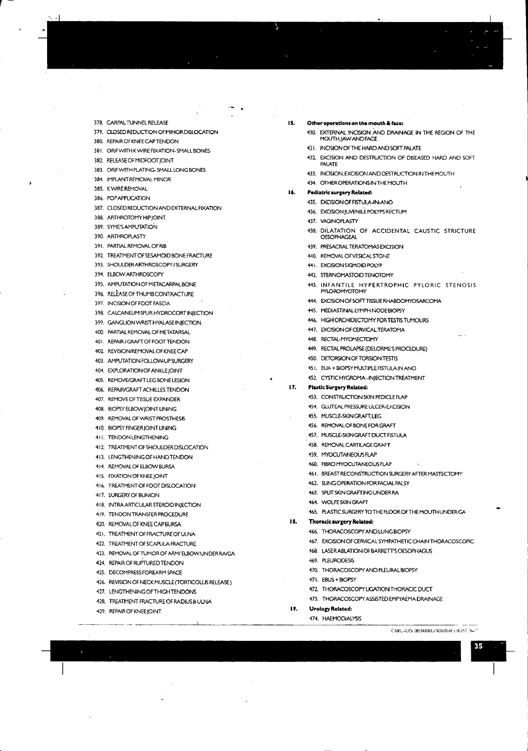378. CARPAL TUNNEL RELEASE
379. CLOSED REDUCTION OF MINOR DISLOCATION
380. REPAIR OF KNEE CAP TENDON
381. ORIF WITH K WIRE FIXATION- SMALL BONES
382. RELEASE OF MIDFOOT JOINT
383. ORIF WITH PLATING- SMALL LONG BONES
384. IMPLANT REMOVAL MINOR
385. K WIRE REMOVAL
386. POP APPLICATION
387. CLOSED REDUCTION AND EXTERNAL FIXATION
388. ARTHROTOMY HIP JOINT
389. SYME'S AMPUTATION
390. ARTHROPLASTY
391. PARTIAL REMOVAL OF RIB
392. TREATMENT OF SESAMOID BONE FRACTURE
393. SHOULDER ARTHROSCOPY / SURGERY
394. ELBOW ARTHROSCOPY
395. AMPUTATION OF METACARPAL BONE
396. RELEASE OF THUMB CONTRACTURE
397. INCISION OF FOOT FASCIA
398. CALCANEUM SPUR HYDROCORT INJECTION
399. GANGLION WRIST HYALASE INJECTION
400. PARTIAL REMOVAL OF METATARSAL
401. REPAIR / GRAFT OF FOOT TENDON
402. REVISION/REMOVAL OF KNEE CAP
403. AMPUTATION FOLLOW-UP SURGERY
404. EXPLORATION OF ANKLE JOINT
405. REMOVE/GRAFT LEG BONE LESION
406. REPAIR/GRAFT ACHILLES TENDON
407. REMOVE OF TISSUE EXPANDER
408. BIOPSY ELBOW JOINT LINING
409. REMOVAL OF WRIST PROSTHESIS
410. BIOPSY FINGER JOINT LINING
411. TENDON LENGTHENING
412. TREATMENT OF SHOULDER DISLOCATION
413. LENGTHENING OF HAND TENDON
414. REMOVAL OF ELBOW BURSA
415. FIXATION OF KNEE JOINT
416. TREATMENT OF FOOT DISLOCATION
417. SURGERY OF BUNION
418. INTRA ARTICULAR STEROID INJECTION
419. TENDON TRANSFER PROCEDURE
420. REMOVAL OF KNEE CAP BURSA
421. TREATMENT OF FRACTURE OF ULNA
422. TREATMENT OF SCAPULA FRACTURE
423. REMOVAL OF TUMOR OF ARM/ ELBOW UNDER RA/GA
424. REPAIR OF RUPTURED TENDON
425. DECOMPRESS FOREARM SPACE
426. REVISION OF NECK MUSCLE (TORTICOLLIS RELEASE)
427. LENGTHENING OF THIGH TENDONS
428. TREATMENT FRACTURE OF RADIUS & ULNA
429. REPAIR OF KNEE JOINT

**15. Other operations on the mouth & face:**

430. EXTERNAL INCISION AND DRAINAGE IN THE REGION OF THE MOUTH, JAW AND FACE
431. INCISION OF THE HARD AND SOFT PALATE
432. EXCISION AND DESTRUCTION OF DISEASED HARD AND SOFT PALATE
433. INCISION, EXCISION AND DESTRUCTION IN THE MOUTH
434. OTHER OPERATIONS IN THE MOUTH

**16. Pediatric surgery Related:**

435. EXCISION OF FISTULA-IN-ANO
436. EXCISION JUVENILE POLYPS RECTUM
437. VAGINOPLASTY
438. DILATATION OF ACCIDENTAL CAUSTIC STRICTURE OESOPHAGEAL
439. PRESACRAL TERATOMAS EXCISION
440. REMOVAL OF VESICAL STONE
441. EXCISION SIGMOID POLYP
442. STERNOMASTOID TENOTOMY
443. INFANTILE HYPERTROPHIC PYLORIC STENOSIS PYLOROMYOTOMY
444. EXCISION OF SOFT TISSUE RHABDOMYOSARCOMA
445. MEDIASTINAL LYMPH NODE BIOPSY
446. HIGH ORCHIDECTOMY FOR TESTIS TUMOURS
447. EXCISION OF CERVICAL TERATOMA
448. RECTAL-MYOMECTOMY
449. RECTAL PROLAPSE (DELORME'S PROCEDURE)
450. DETORSION OF TORSION TESTIS
451. EUA + BIOPSY MULTIPLE FISTULA IN ANO
452. CYSTIC HYGROMA - INJECTION TREATMENT

**17. Plastic Surgery Related:**

453. CONSTRUCTION SKIN PEDICLE FLAP
454. GLUTEAL PRESSURE ULCER-EXCISION
455. MUSCLE-SKIN GRAFT, LEG
456. REMOVAL OF BONE FOR GRAFT
457. MUSCLE-SKIN GRAFT DUCT FISTULA
458. REMOVAL CARTILAGE GRAFT
459. MYOCUTANEOUS FLAP
460. FIBRO MYOCUTANEOUS FLAP
461. BREAST RECONSTRUCTION SURGERY AFTER MASTECTOMY
462. SLING OPERATION FOR FACIAL PALSY
463. SPLIT SKIN GRAFTING UNDER RA
464. WOLFE SKIN GRAFT
465. PLASTIC SURGERY TO THE FLOOR OF THE MOUTH UNDER GA

**18. Thoracic surgery Related:**

466. THORACOSCOPY AND LUNG BIOPSY
467. EXCISION OF CERVICAL SYMPATHETIC CHAIN THORACOSCOPIC
468. LASER ABLATION OF BARRETT'S OESOPHAGUS
469. PLEURODESIS
470. THORACOSCOPY AND PLEURAL BIOPSY
471. EBUS + BIOPSY
472. THORACOSCOPY LIGATION THORACIC DUCT
473. THORACOSCOPY ASSISTED EMPYAEMA DRAINAGE

**19. Urology Related:**

474. HAEMODIALYSIS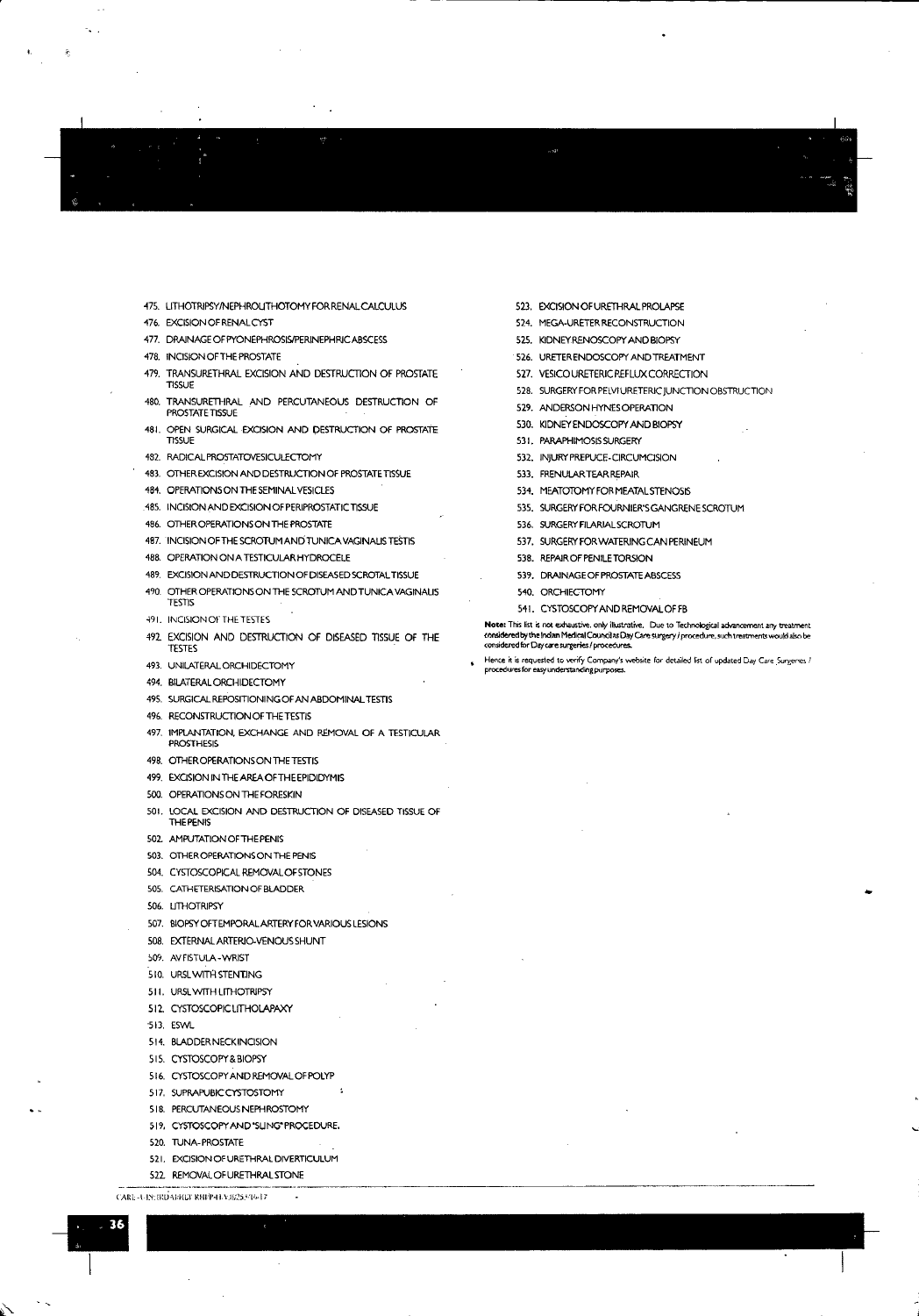475. LITHOTRIPSY/NEPHROLITHOTOMY FOR RENAL CALCULUS
476. EXCISION OF RENAL CYST
477. DRAINAGE OF PYONEPHROSIS/PERINEPHRIC ABSCESS
478. INCISION OF THE PROSTATE
479. TRANSURETHRAL EXCISION AND DESTRUCTION OF PROSTATE TISSUE
480. TRANSURETHRAL AND PERCUTANEOUS DESTRUCTION OF PROSTATE TISSUE
481. OPEN SURGICAL EXCISION AND DESTRUCTION OF PROSTATE TISSUE
482. RADICAL PROSTATOVESICULECTOMY
483. OTHER EXCISION AND DESTRUCTION OF PROSTATE TISSUE
484. OPERATIONS ON THE SEMINAL VESICLES
485. INCISION AND EXCISION OF PERIPROSTATIC TISSUE
486. OTHER OPERATIONS ON THE PROSTATE
487. INCISION OF THE SCROTUM AND TUNICA VAGINALIS TESTIS
488. OPERATION ON A TESTICULAR HYDROCELE
489. EXCISION AND DESTRUCTION OF DISEASED SCROTAL TISSUE
490. OTHER OPERATIONS ON THE SCROTUM AND TUNICA VAGINALIS TESTIS
491. INCISION OF THE TESTES
492. EXCISION AND DESTRUCTION OF DISEASED TISSUE OF THE TESTES
493. UNILATERAL ORCHIDECTOMY
494. BILATERAL ORCHIDECTOMY
495. SURGICAL REPOSITIONING OF AN ABDOMINAL TESTIS
496. RECONSTRUCTION OF THE TESTIS
497. IMPLANTATION, EXCHANGE AND REMOVAL OF A TESTICULAR PROSTHESIS
498. OTHER OPERATIONS ON THE TESTIS
499. EXCISION IN THE AREA OF THE EPIDIDYMIS
500. OPERATIONS ON THE FORESKIN
501. LOCAL EXCISION AND DESTRUCTION OF DISEASED TISSUE OF THE PENIS
502. AMPUTATION OF THE PENIS
503. OTHER OPERATIONS ON THE PENIS
504. CYSTOSCOPICAL REMOVAL OF STONES
505. CATHETERISATION OF BLADDER
506. LITHOTRIPSY
507. BIOPSY OF TEMPORAL ARTERY FOR VARIOUS LESIONS
508. EXTERNAL ARTERIO-VENOUS SHUNT
509. AV FISTULA - WRIST
510. URSL WITH STENTING
511. URSL WITH LITHOTRIPSY
512. CYSTOSCOPIC LITHOLAPAXY
513. ESWL
514. BLADDER NECK INCISION
515. CYSTOSCOPY & BIOPSY
516. CYSTOSCOPY AND REMOVAL OF POLYP
517. SUPRAPUBIC CYSTOSTOMY
518. PERCUTANEOUS NEPHROSTOMY
519. CYSTOSCOPY AND "SLING" PROCEDURE.
520. TUNA-PROSTATE
521. EXCISION OF URETHRAL DIVERTICULUM
522. REMOVAL OF URETHRAL STONE
523. EXCISION OF URETHRAL PROLAPSE
524. MEGA-URETER RECONSTRUCTION
525. KIDNEY RENOSCOPY AND BIOPSY
526. URETER ENDOSCOPY AND TREATMENT
527. VESICO URETERIC REFLUX CORRECTION
528. SURGERY FOR PELVI URETERIC JUNCTION OBSTRUCTION
529. ANDERSON HYNES OPERATION
530. KIDNEY ENDOSCOPY AND BIOPSY
531. PARAPHIMOSIS SURGERY
532. INJURY PREPUCE- CIRCUMCISION
533. FRENULAR TEAR REPAIR
534. MEATOTOMY FOR MEATAL STENOSIS
535. SURGERY FOR FOURNIER'S GANGRENE SCROTUM
536. SURGERY FILARIAL SCROTUM
537. SURGERY FOR WATERING CAN PERINEUM
538. REPAIR OF PENILE TORSION
539. DRAINAGE OF PROSTATE ABSCESS
540. ORCHIECTOMY
541. CYSTOSCOPY AND REMOVAL OF FB

**Note:** This list is not exhaustive, only illustrative. Due to Technological advancement any treatment considered by the Indian Medical Council as Day Care surgery / procedure, such treatments would also be considered for Day care surgeries / procedures.

Hence it is requested to verify Company's website for detailed list of updated Day Care Surgeries / procedures for easy understanding purposes.